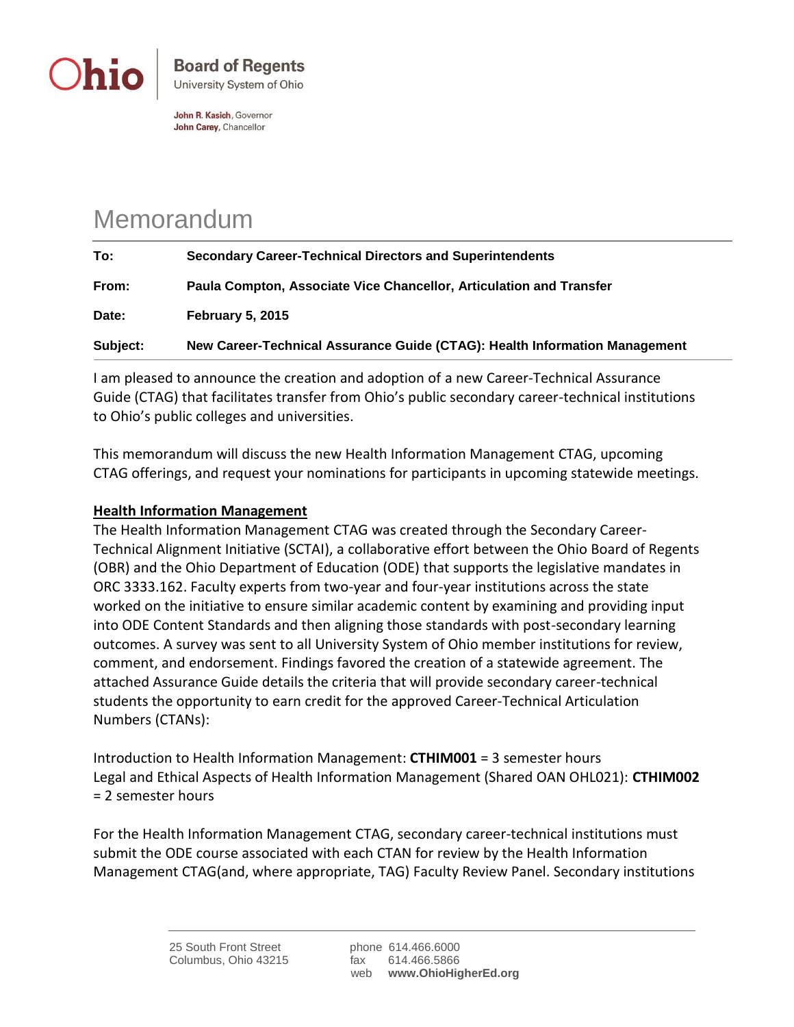**Ohio** | **Board of Regents**
University System of Ohio

**John R. Kasich**, Governor
**John Carey**, Chancellor

# Memorandum

| | |
|---|---|
| **To:** | **Secondary Career-Technical Directors and Superintendents** |
| **From:** | **Paula Compton, Associate Vice Chancellor, Articulation and Transfer** |
| **Date:** | **February 5, 2015** |
| **Subject:** | **New Career-Technical Assurance Guide (CTAG): Health Information Management** |

I am pleased to announce the creation and adoption of a new Career-Technical Assurance Guide (CTAG) that facilitates transfer from Ohio's public secondary career-technical institutions to Ohio's public colleges and universities.

This memorandum will discuss the new Health Information Management CTAG, upcoming CTAG offerings, and request your nominations for participants in upcoming statewide meetings.

**Health Information Management**

The Health Information Management CTAG was created through the Secondary Career-Technical Alignment Initiative (SCTAI), a collaborative effort between the Ohio Board of Regents (OBR) and the Ohio Department of Education (ODE) that supports the legislative mandates in ORC 3333.162. Faculty experts from two-year and four-year institutions across the state worked on the initiative to ensure similar academic content by examining and providing input into ODE Content Standards and then aligning those standards with post-secondary learning outcomes. A survey was sent to all University System of Ohio member institutions for review, comment, and endorsement. Findings favored the creation of a statewide agreement. The attached Assurance Guide details the criteria that will provide secondary career-technical students the opportunity to earn credit for the approved Career-Technical Articulation Numbers (CTANs):

Introduction to Health Information Management: **CTHIM001** = 3 semester hours
Legal and Ethical Aspects of Health Information Management (Shared OAN OHL021): **CTHIM002** = 2 semester hours

For the Health Information Management CTAG, secondary career-technical institutions must submit the ODE course associated with each CTAN for review by the Health Information Management CTAG(and, where appropriate, TAG) Faculty Review Panel. Secondary institutions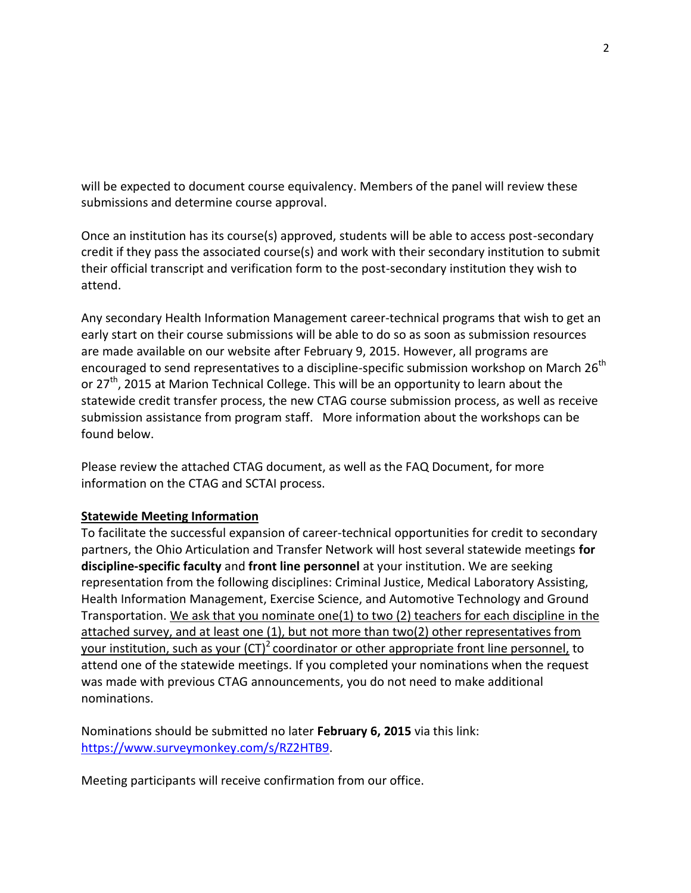will be expected to document course equivalency. Members of the panel will review these submissions and determine course approval.

Once an institution has its course(s) approved, students will be able to access post-secondary credit if they pass the associated course(s) and work with their secondary institution to submit their official transcript and verification form to the post-secondary institution they wish to attend.

Any secondary Health Information Management career-technical programs that wish to get an early start on their course submissions will be able to do so as soon as submission resources are made available on our website after February 9, 2015. However, all programs are encouraged to send representatives to a discipline-specific submission workshop on March 26th or 27th, 2015 at Marion Technical College. This will be an opportunity to learn about the statewide credit transfer process, the new CTAG course submission process, as well as receive submission assistance from program staff. More information about the workshops can be found below.

Please review the attached CTAG document, as well as the FAQ Document, for more information on the CTAG and SCTAI process.

**Statewide Meeting Information**

To facilitate the successful expansion of career-technical opportunities for credit to secondary partners, the Ohio Articulation and Transfer Network will host several statewide meetings **for discipline-specific faculty** and **front line personnel** at your institution. We are seeking representation from the following disciplines: Criminal Justice, Medical Laboratory Assisting, Health Information Management, Exercise Science, and Automotive Technology and Ground Transportation. We ask that you nominate one(1) to two (2) teachers for each discipline in the attached survey, and at least one (1), but not more than two(2) other representatives from your institution, such as your $(CT)^2$ coordinator or other appropriate front line personnel, to attend one of the statewide meetings. If you completed your nominations when the request was made with previous CTAG announcements, you do not need to make additional nominations.

Nominations should be submitted no later **February 6, 2015** via this link: https://www.surveymonkey.com/s/RZ2HTB9.

Meeting participants will receive confirmation from our office.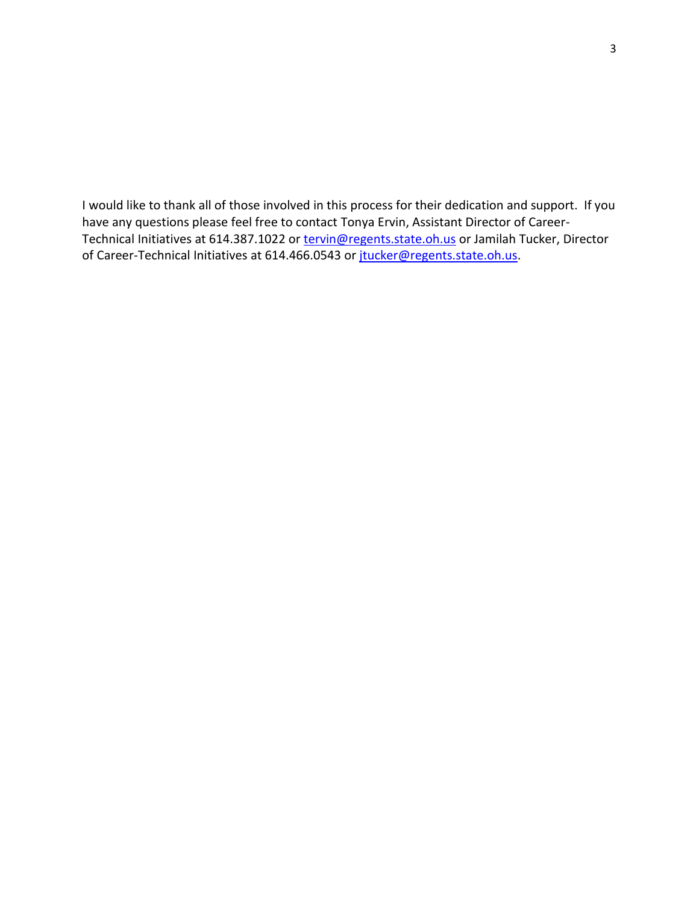I would like to thank all of those involved in this process for their dedication and support. If you have any questions please feel free to contact Tonya Ervin, Assistant Director of Career-Technical Initiatives at 614.387.1022 or tervin@regents.state.oh.us or Jamilah Tucker, Director of Career-Technical Initiatives at 614.466.0543 or jtucker@regents.state.oh.us.